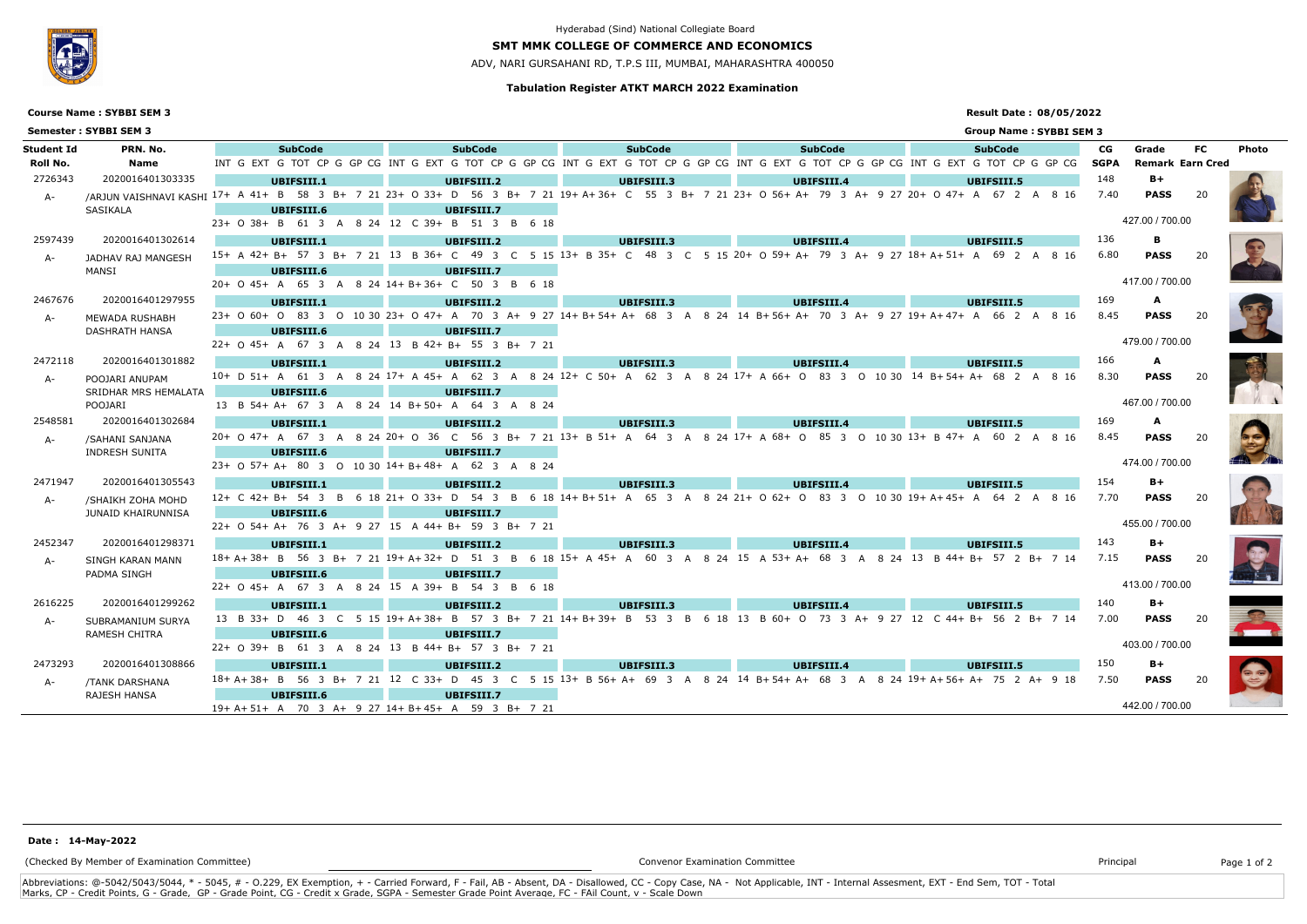Hyderabad (Sind) National Collegiate Board

# SMT MMK COLLEGE OF COMMERCE AND ECONOMICS

ADV, NARI GURSAHANI RD, T.P.S III, MUMBAI, MAHARASHTRA 400050

### Tabulation Register ATKT MARCH 2022 Examination

**Course Name : SYBBI SEM 3** | **Result Date : 08/05/2022**

**Semester : SYBBI SEM 3** | **Group Name : SYBBI SEM 3**

| Student Id | PRN. No. | SubCode | SubCode | SubCode | SubCode | SubCode | CG | Grade | FC | Photo |
|---|---|---|---|---|---|---|---|---|---|---|
| Roll No. | Name | INT G EXT G TOT CP G GP CG | INT G EXT G TOT CP G GP CG | INT G EXT G TOT CP G GP CG | INT G EXT G TOT CP G GP CG | INT G EXT G TOT CP G GP CG | SGPA | Remark | Earn Cred | |
| 2726343 | 2020016401303335 | UBIFSIII.1 | UBIFSIII.2 | UBIFSIII.3 | UBIFSIII.4 | UBIFSIII.5 | 148 | B+ | | |
| A- | /ARJUN VAISHNAVI KASHI SASIKALA | 17+ A 41+ B 58 3 B+ 7 21 | 23+ O 33+ D 56 3 B+ 7 21 | 19+ A+ 36+ C 55 3 B+ 7 21 | 23+ O 56+ A+ 79 3 A+ 9 27 | 20+ O 47+ A 67 2 A 8 16 | 7.40 | PASS | 20 | |
| | | UBIFSIII.6 | UBIFSIII.7 | | | | | | | |
| | | 23+ O 38+ B 61 3 A 8 24 | 12 C 39+ B 51 3 B 6 18 | | | | | 427.00 / 700.00 | | |
| 2597439 | 2020016401302614 | UBIFSIII.1 | UBIFSIII.2 | UBIFSIII.3 | UBIFSIII.4 | UBIFSIII.5 | 136 | B | | |
| A- | JADHAV RAJ MANGESH MANSI | 15+ A 42+ B+ 57 3 B+ 7 21 | 13 B 36+ C 49 3 C 5 15 | 13+ B 35+ C 48 3 C 5 15 | 20+ O 59+ A+ 79 3 A+ 9 27 | 18+ A+ 51+ A 69 2 A 8 16 | 6.80 | PASS | 20 | |
| | | UBIFSIII.6 | UBIFSIII.7 | | | | | | | |
| | | 20+ O 45+ A 65 3 A 8 24 | 14+ B+ 36+ C 50 3 B 6 18 | | | | | 417.00 / 700.00 | | |
| 2467676 | 2020016401297955 | UBIFSIII.1 | UBIFSIII.2 | UBIFSIII.3 | UBIFSIII.4 | UBIFSIII.5 | 169 | A | | |
| A- | MEWADA RUSHABH DASHRATH HANSA | 23+ O 60+ O 83 3 O 10 30 | 23+ O 47+ A 70 3 A+ 9 27 | 14+ B+ 54+ A+ 68 3 A 8 24 | 14 B+ 56+ A+ 70 3 A+ 9 27 | 19+ A+ 47+ A 66 2 A 8 16 | 8.45 | PASS | 20 | |
| | | UBIFSIII.6 | UBIFSIII.7 | | | | | | | |
| | | 22+ O 45+ A 67 3 A 8 24 | 13 B 42+ B+ 55 3 B+ 7 21 | | | | | 479.00 / 700.00 | | |
| 2472118 | 2020016401301882 | UBIFSIII.1 | UBIFSIII.2 | UBIFSIII.3 | UBIFSIII.4 | UBIFSIII.5 | 166 | A | | |
| A- | POOJARI ANUPAM SRIDHAR MRS HEMALATA POOJARI | 10+ D 51+ A 61 3 A 8 24 | 17+ A 45+ A 62 3 A 8 24 | 12+ C 50+ A 62 3 A 8 24 | 17+ A 66+ O 83 3 O 10 30 | 14 B+ 54+ A+ 68 2 A 8 16 | 8.30 | PASS | 20 | |
| | | UBIFSIII.6 | UBIFSIII.7 | | | | | | | |
| | | 13 B 54+ A+ 67 3 A 8 24 | 14 B+ 50+ A 64 3 A 8 24 | | | | | 467.00 / 700.00 | | |
| 2548581 | 2020016401302684 | UBIFSIII.1 | UBIFSIII.2 | UBIFSIII.3 | UBIFSIII.4 | UBIFSIII.5 | 169 | A | | |
| A- | /SAHANI SANJANA INDRESH SUNITA | 20+ O 47+ A 67 3 A 8 24 | 20+ O 36 C 56 3 B+ 7 21 | 13+ B 51+ A 64 3 A 8 24 | 17+ A 68+ O 85 3 O 10 30 | 13+ B 47+ A 60 2 A 8 16 | 8.45 | PASS | 20 | |
| | | UBIFSIII.6 | UBIFSIII.7 | | | | | | | |
| | | 23+ O 57+ A+ 80 3 O 10 30 | 14+ B+ 48+ A 62 3 A 8 24 | | | | | 474.00 / 700.00 | | |
| 2471947 | 2020016401305543 | UBIFSIII.1 | UBIFSIII.2 | UBIFSIII.3 | UBIFSIII.4 | UBIFSIII.5 | 154 | B+ | | |
| A- | /SHAIKH ZOHA MOHD JUNAID KHAIRUNNISA | 12+ C 42+ B+ 54 3 B 6 18 | 21+ O 33+ D 54 3 B 6 18 | 14+ B+ 51+ A 65 3 A 8 24 | 21+ O 62+ O 83 3 O 10 30 | 19+ A+ 45+ A 64 2 A 8 16 | 7.70 | PASS | 20 | |
| | | UBIFSIII.6 | UBIFSIII.7 | | | | | | | |
| | | 22+ O 54+ A+ 76 3 A+ 9 27 | 15 A 44+ B+ 59 3 B+ 7 21 | | | | | 455.00 / 700.00 | | |
| 2452347 | 2020016401298371 | UBIFSIII.1 | UBIFSIII.2 | UBIFSIII.3 | UBIFSIII.4 | UBIFSIII.5 | 143 | B+ | | |
| A- | SINGH KARAN MANN PADMA SINGH | 18+ A+ 38+ B 56 3 B+ 7 21 | 19+ A+ 32+ D 51 3 B 6 18 | 15+ A 45+ A 60 3 A 8 24 | 15 A 53+ A+ 68 3 A 8 24 | 13 B 44+ B+ 57 2 B+ 7 14 | 7.15 | PASS | 20 | |
| | | UBIFSIII.6 | UBIFSIII.7 | | | | | | | |
| | | 22+ O 45+ A 67 3 A 8 24 | 15 A 39+ B 54 3 B 6 18 | | | | | 413.00 / 700.00 | | |
| 2616225 | 2020016401299262 | UBIFSIII.1 | UBIFSIII.2 | UBIFSIII.3 | UBIFSIII.4 | UBIFSIII.5 | 140 | B+ | | |
| A- | SUBRAMANIUM SURYA RAMESH CHITRA | 13 B 33+ D 46 3 C 5 15 | 19+ A+ 38+ B 57 3 B+ 7 21 | 14+ B+ 39+ B 53 3 B 6 18 | 13 B 60+ O 73 3 A+ 9 27 | 12 C 44+ B+ 56 2 B+ 7 14 | 7.00 | PASS | 20 | |
| | | UBIFSIII.6 | UBIFSIII.7 | | | | | | | |
| | | 22+ O 39+ B 61 3 A 8 24 | 13 B 44+ B+ 57 3 B+ 7 21 | | | | | 403.00 / 700.00 | | |
| 2473293 | 2020016401308866 | UBIFSIII.1 | UBIFSIII.2 | UBIFSIII.3 | UBIFSIII.4 | UBIFSIII.5 | 150 | B+ | | |
| A- | /TANK DARSHANA RAJESH HANSA | 18+ A+ 38+ B 56 3 B+ 7 21 | 12 C 33+ D 45 3 C 5 15 | 13+ B 56+ A+ 69 3 A 8 24 | 14 B+ 54+ A+ 68 3 A 8 24 | 19+ A+ 56+ A+ 75 2 A+ 9 18 | 7.50 | PASS | 20 | |
| | | UBIFSIII.6 | UBIFSIII.7 | | | | | | | |
| | | 19+ A+ 51+ A 70 3 A+ 9 27 | 14+ B+ 45+ A 59 3 B+ 7 21 | | | | | 442.00 / 700.00 | | |

**Date : 14-May-2022**

(Checked By Member of Examination Committee) | Convenor Examination Committee | Principal

Abbreviations: @-5042/5043/5044, * - 5045, # - O.229, EX Exemption, + - Carried Forward, F - Fail, AB - Absent, DA - Disallowed, CC - Copy Case, NA - Not Applicable, INT - Internal Assesment, EXT - End Sem, TOT - Total Marks, CP - Credit Points, G - Grade, GP - Grade Point, CG - Credit x Grade, SGPA - Semester Grade Point Average, FC - FAil Count, v - Scale Down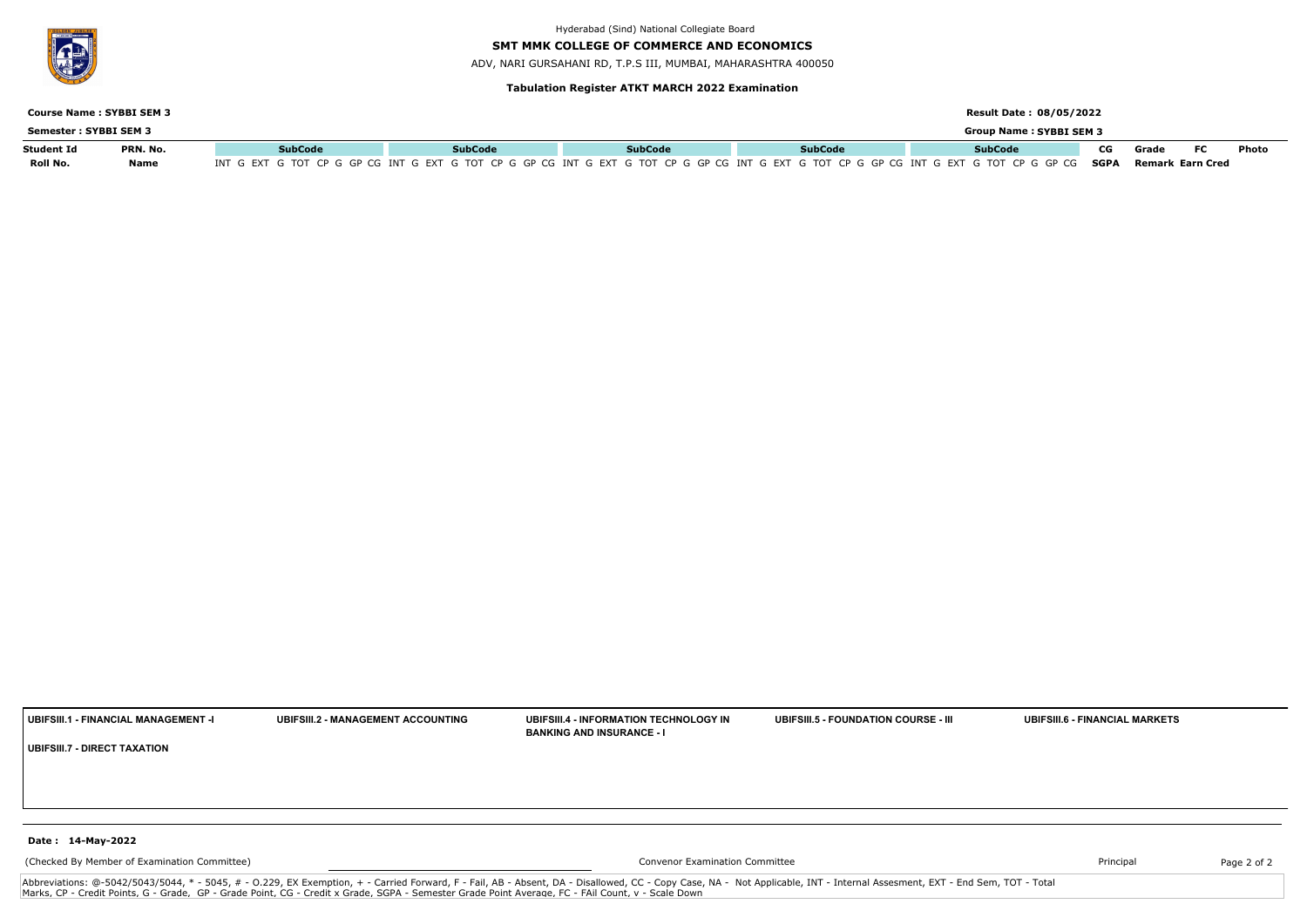Hyderabad (Sind) National Collegiate Board

# SMT MMK COLLEGE OF COMMERCE AND ECONOMICS

ADV, NARI GURSAHANI RD, T.P.S III, MUMBAI, MAHARASHTRA 400050

**Tabulation Register ATKT MARCH 2022 Examination**

**Course Name : SYBBI SEM 3** | **Result Date : 08/05/2022**

**Semester : SYBBI SEM 3** | **Group Name : SYBBI SEM 3**

| Student Id | PRN. No. | SubCode | SubCode | SubCode | SubCode | SubCode | CG | Grade | FC | Photo |
|---|---|---|---|---|---|---|---|---|---|---|
| Roll No. | Name | INT G EXT G TOT CP G GP CG | INT G EXT G TOT CP G GP CG | INT G EXT G TOT CP G GP CG | INT G EXT G TOT CP G GP CG | INT G EXT G TOT CP G GP CG | SGPA | Remark | Earn Cred | |

**UBIFSIII.1 - FINANCIAL MANAGEMENT -I**

**UBIFSIII.2 - MANAGEMENT ACCOUNTING**

**UBIFSIII.4 - INFORMATION TECHNOLOGY IN BANKING AND INSURANCE - I**

**UBIFSIII.5 - FOUNDATION COURSE - III**

**UBIFSIII.6 - FINANCIAL MARKETS**

**UBIFSIII.7 - DIRECT TAXATION**

**Date : 14-May-2022**

(Checked By Member of Examination Committee) Convenor Examination Committee Principal

Abbreviations: @-5042/5043/5044, * - 5045, # - O.229, EX Exemption, + - Carried Forward, F - Fail, AB - Absent, DA - Disallowed, CC - Copy Case, NA - Not Applicable, INT - Internal Assesment, EXT - End Sem, TOT - Total Marks, CP - Credit Points, G - Grade, GP - Grade Point, CG - Credit x Grade, SGPA - Semester Grade Point Average, FC - FAil Count, v - Scale Down